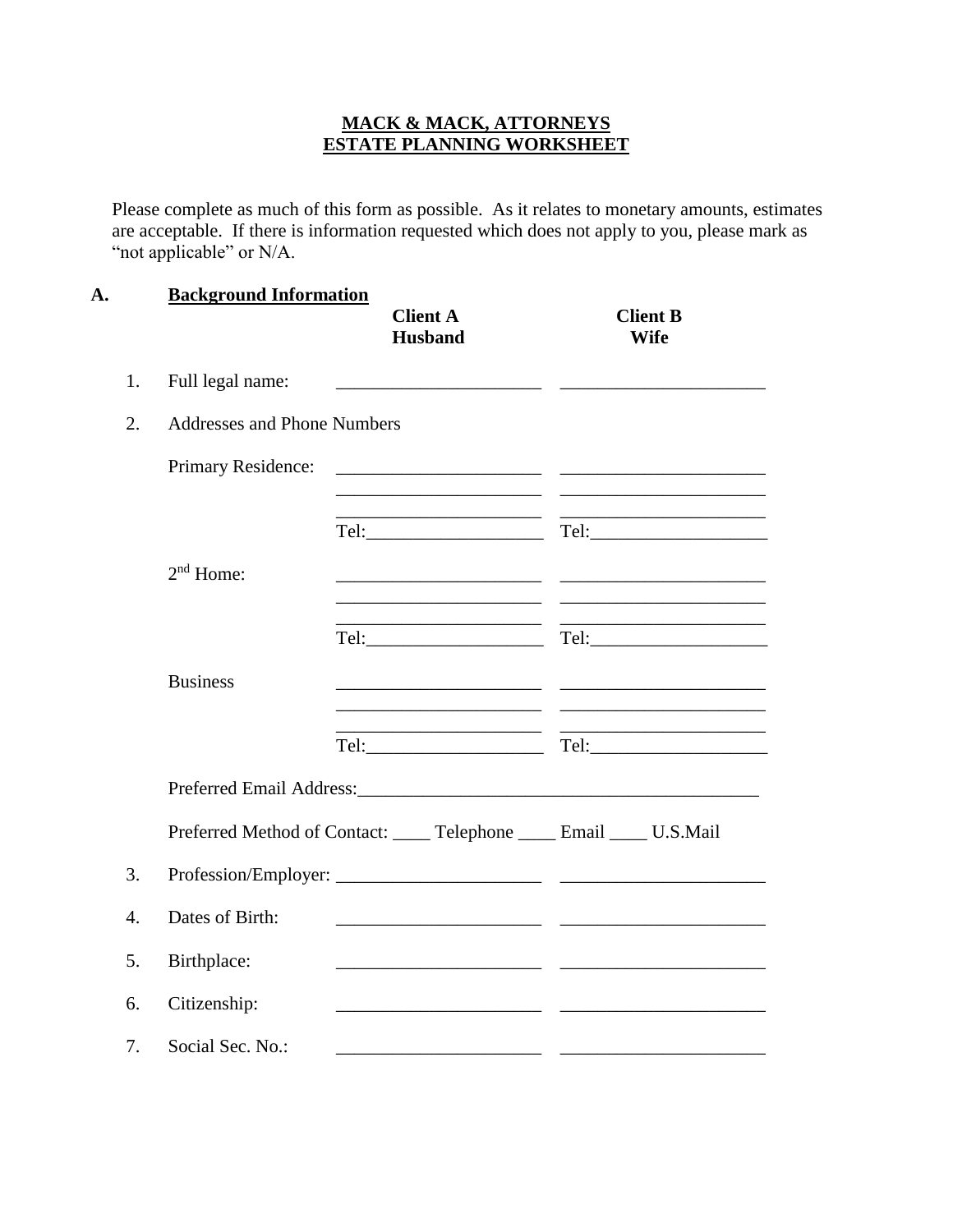**MACK & MACK, ATTORNEYS**
**ESTATE PLANNING WORKSHEET**

Please complete as much of this form as possible. As it relates to monetary amounts, estimates are acceptable. If there is information requested which does not apply to you, please mark as "not applicable" or N/A.

## A. Background Information

| | | Client A Husband | Client B Wife |
|---|---|---|---|
| 1. | Full legal name: | ______________________ | ______________________ |
| 2. | Addresses and Phone Numbers | | |
| | Primary Residence: | ______________________ | ______________________ |
| | | ______________________ | ______________________ |
| | | ______________________ | ______________________ |
| | | Tel:___________________ | Tel:___________________ |
| | 2nd Home: | ______________________ | ______________________ |
| | | ______________________ | ______________________ |
| | | ______________________ | ______________________ |
| | | Tel:___________________ | Tel:___________________ |
| | Business | ______________________ | ______________________ |
| | | ______________________ | ______________________ |
| | | ______________________ | ______________________ |
| | | Tel:___________________ | Tel:___________________ |

Preferred Email Address:____________________________________________

Preferred Method of Contact: ____ Telephone ____ Email ____ U.S.Mail

| | | | |
|---|---|---|---|
| 3. | Profession/Employer: | ______________________ | ______________________ |
| 4. | Dates of Birth: | ______________________ | ______________________ |
| 5. | Birthplace: | ______________________ | ______________________ |
| 6. | Citizenship: | ______________________ | ______________________ |
| 7. | Social Sec. No.: | ______________________ | ______________________ |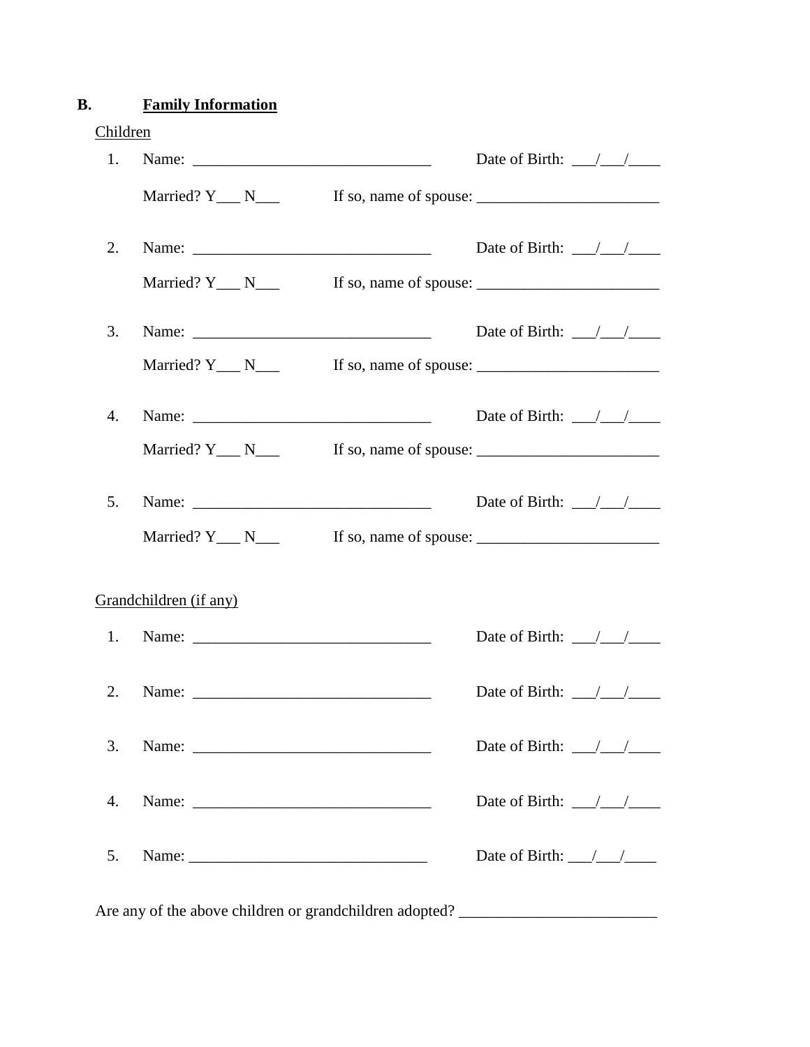## B. **Family Information**

Children

1. Name: ______________________________ Date of Birth: ___/___/____

   Married? Y___ N___ If so, name of spouse: ______________________

2. Name: ______________________________ Date of Birth: ___/___/____

   Married? Y___ N___ If so, name of spouse: ______________________

3. Name: ______________________________ Date of Birth: ___/___/____

   Married? Y___ N___ If so, name of spouse: ______________________

4. Name: ______________________________ Date of Birth: ___/___/____

   Married? Y___ N___ If so, name of spouse: ______________________

5. Name: ______________________________ Date of Birth: ___/___/____

   Married? Y___ N___ If so, name of spouse: ______________________

Grandchildren (if any)

1. Name: ______________________________ Date of Birth: ___/___/____

2. Name: ______________________________ Date of Birth: ___/___/____

3. Name: ______________________________ Date of Birth: ___/___/____

4. Name: ______________________________ Date of Birth: ___/___/____

5. Name: ______________________________ Date of Birth: ___/___/____

Are any of the above children or grandchildren adopted? ________________________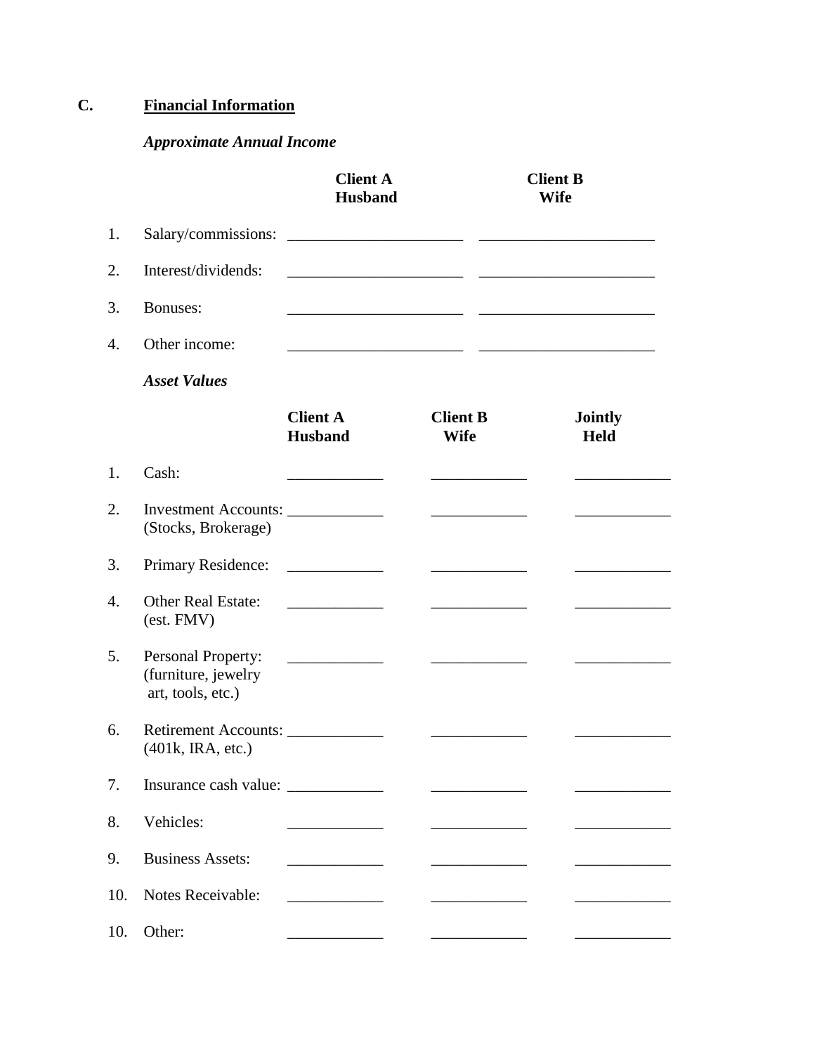## C. Financial Information

***Approximate Annual Income***

| | | Client A Husband | Client B Wife |
|---|---|---|---|
| 1. | Salary/commissions: | ______________________ | ______________________ |
| 2. | Interest/dividends: | ______________________ | ______________________ |
| 3. | Bonuses: | ______________________ | ______________________ |
| 4. | Other income: | ______________________ | ______________________ |

***Asset Values***

| | | Client A Husband | Client B Wife | Jointly Held |
|---|---|---|---|---|
| 1. | Cash: | ____________ | ____________ | ____________ |
| 2. | Investment Accounts: (Stocks, Brokerage) | ____________ | ____________ | ____________ |
| 3. | Primary Residence: | ____________ | ____________ | ____________ |
| 4. | Other Real Estate: (est. FMV) | ____________ | ____________ | ____________ |
| 5. | Personal Property: (furniture, jewelry art, tools, etc.) | ____________ | ____________ | ____________ |
| 6. | Retirement Accounts: (401k, IRA, etc.) | ____________ | ____________ | ____________ |
| 7. | Insurance cash value: | ____________ | ____________ | ____________ |
| 8. | Vehicles: | ____________ | ____________ | ____________ |
| 9. | Business Assets: | ____________ | ____________ | ____________ |
| 10. | Notes Receivable: | ____________ | ____________ | ____________ |
| 10. | Other: | ____________ | ____________ | ____________ |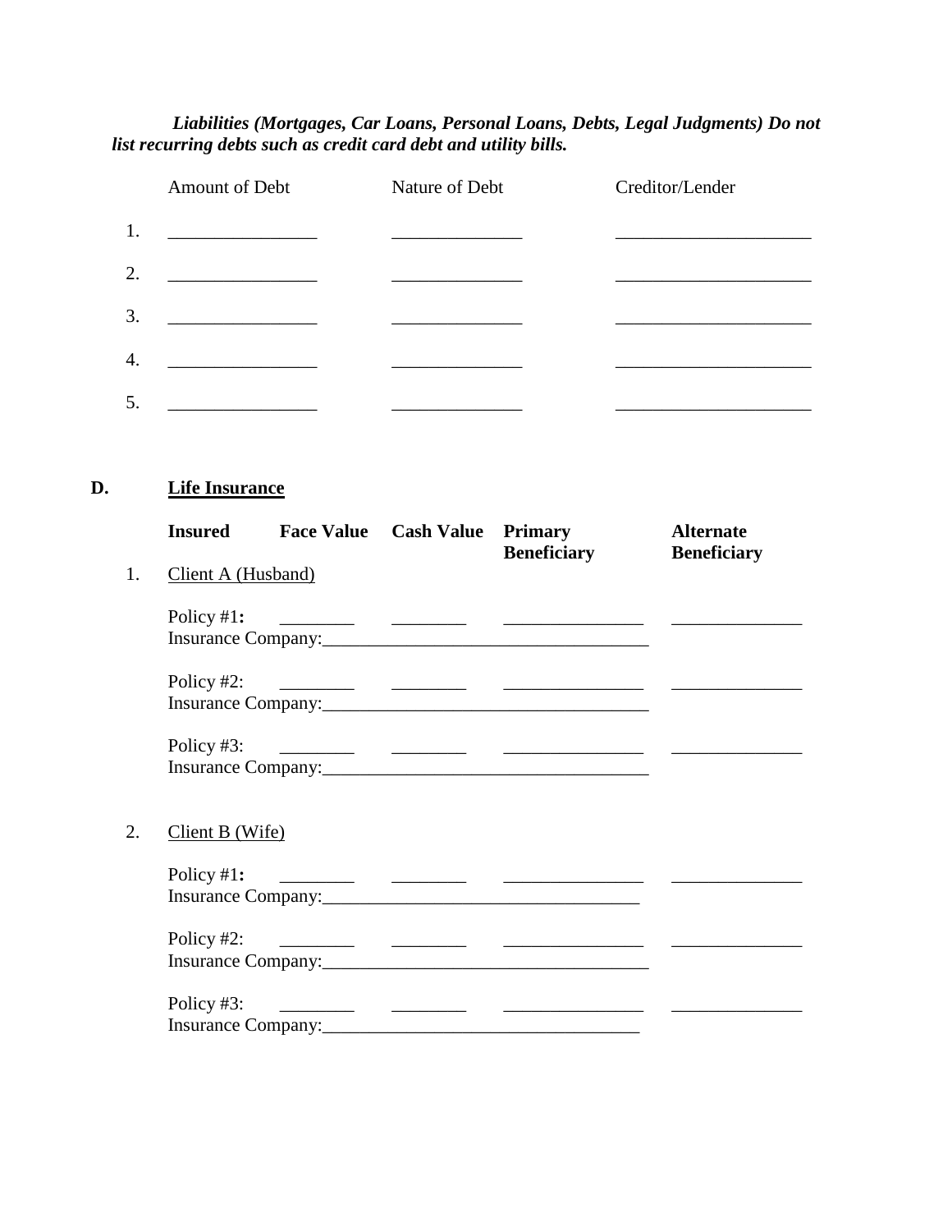***Liabilities (Mortgages, Car Loans, Personal Loans, Debts, Legal Judgments) Do not list recurring debts such as credit card debt and utility bills.***

| | Amount of Debt | Nature of Debt | Creditor/Lender |
|---|---|---|---|
| 1. | ________________ | ______________ | _____________________ |
| 2. | ________________ | ______________ | _____________________ |
| 3. | ________________ | ______________ | _____________________ |
| 4. | ________________ | ______________ | _____________________ |
| 5. | ________________ | ______________ | _____________________ |

## D. <u>Life Insurance</u>

| | **Insured** | **Face Value** | **Cash Value** | **Primary Beneficiary** | **Alternate Beneficiary** |
|---|---|---|---|---|---|
| 1. | <u>Client A (Husband)</u> | | | | |
| | Policy #1**:** | ________ | ________ | _______________ | ______________ |
| | Insurance Company:___________________________________ | | | | |
| | Policy #2: | ________ | ________ | _______________ | ______________ |
| | Insurance Company:___________________________________ | | | | |
| | Policy #3: | ________ | ________ | _______________ | ______________ |
| | Insurance Company:___________________________________ | | | | |
| 2. | <u>Client B (Wife)</u> | | | | |
| | Policy #1**:** | ________ | ________ | _______________ | ______________ |
| | Insurance Company:__________________________________ | | | | |
| | Policy #2: | ________ | ________ | _______________ | ______________ |
| | Insurance Company:___________________________________ | | | | |
| | Policy #3: | ________ | ________ | _______________ | ______________ |
| | Insurance Company:__________________________________ | | | | |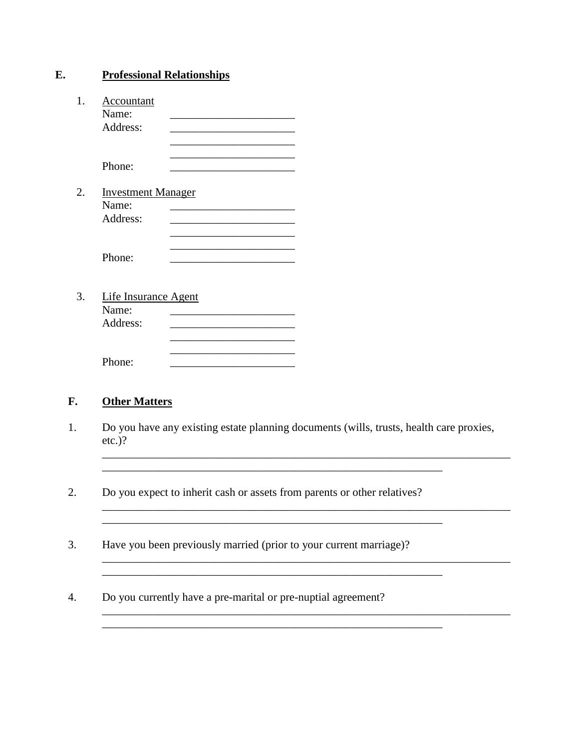## E. Professional Relationships

1. Accountant
   Name: ______________________
   Address: ______________________
   ______________________
   ______________________
   Phone: ______________________

2. Investment Manager
   Name: ______________________
   Address: ______________________
   ______________________
   ______________________
   Phone: ______________________

3. Life Insurance Agent
   Name: ______________________
   Address: ______________________
   ______________________
   ______________________
   Phone: ______________________

## F. Other Matters

1. Do you have any existing estate planning documents (wills, trusts, health care proxies, etc.)?
   ___________________________________________________________________________
   ______________________________________________________________

2. Do you expect to inherit cash or assets from parents or other relatives?
   ___________________________________________________________________________
   ______________________________________________________________

3. Have you been previously married (prior to your current marriage)?
   ___________________________________________________________________________
   ______________________________________________________________

4. Do you currently have a pre-marital or pre-nuptial agreement?
   ___________________________________________________________________________
   ______________________________________________________________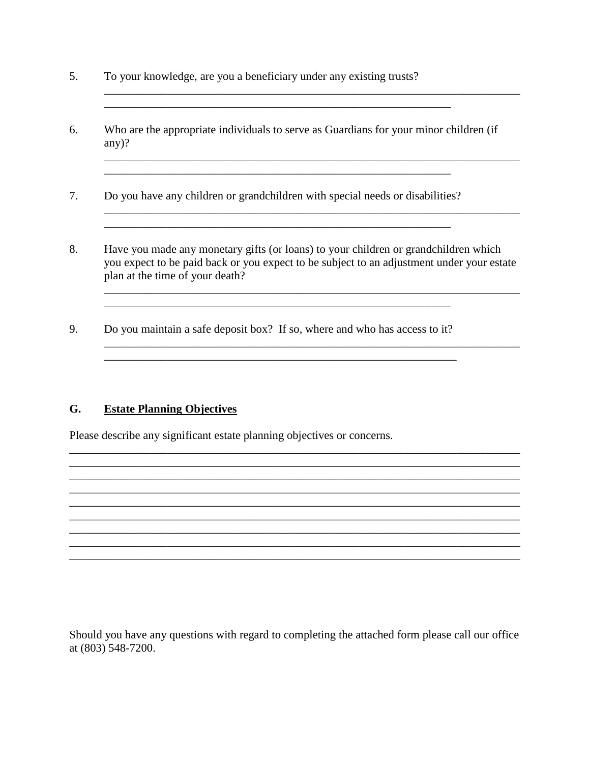5. To your knowledge, are you a beneficiary under any existing trusts?

____________________________________________________________________________
_______________________________________________________________

6. Who are the appropriate individuals to serve as Guardians for your minor children (if any)?

____________________________________________________________________________
_______________________________________________________________

7. Do you have any children or grandchildren with special needs or disabilities?

____________________________________________________________________________
_______________________________________________________________

8. Have you made any monetary gifts (or loans) to your children or grandchildren which you expect to be paid back or you expect to be subject to an adjustment under your estate plan at the time of your death?

____________________________________________________________________________
_______________________________________________________________

9. Do you maintain a safe deposit box? If so, where and who has access to it?

____________________________________________________________________________
________________________________________________________________

## G. Estate Planning Objectives

Please describe any significant estate planning objectives or concerns.

________________________________________________________________________________
________________________________________________________________________________
________________________________________________________________________________
________________________________________________________________________________
________________________________________________________________________________
________________________________________________________________________________
________________________________________________________________________________
________________________________________________________________________________
________________________________________________________________________________

Should you have any questions with regard to completing the attached form please call our office at (803) 548-7200.